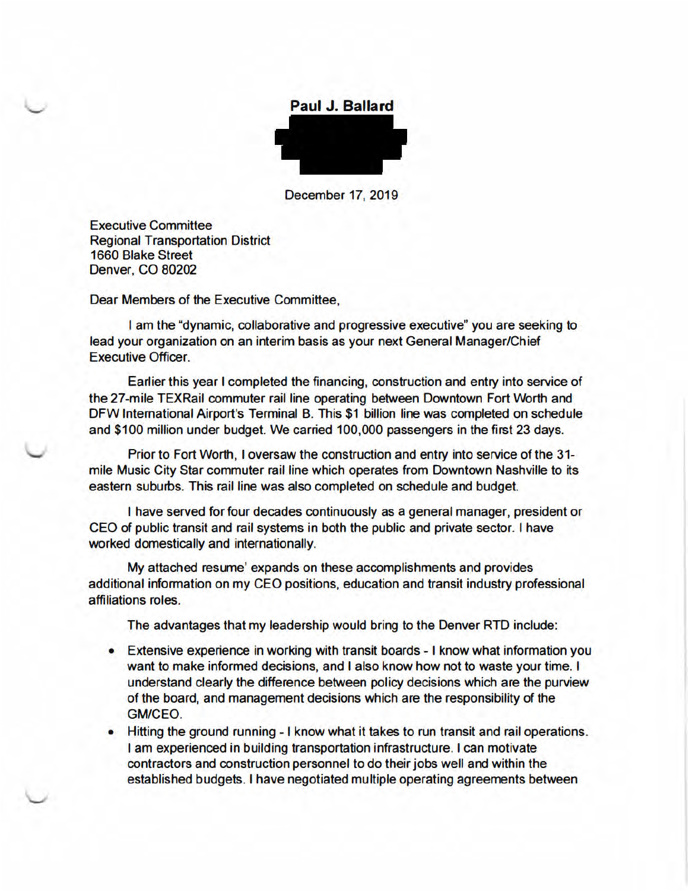**Paul J. Ballard**

December 17, 2019

Executive Committee
Regional Transportation District
1660 Blake Street
Denver, CO 80202

Dear Members of the Executive Committee,

I am the "dynamic, collaborative and progressive executive" you are seeking to lead your organization on an interim basis as your next General Manager/Chief Executive Officer.

Earlier this year I completed the financing, construction and entry into service of the 27-mile TEXRail commuter rail line operating between Downtown Fort Worth and DFW International Airport's Terminal B. This $1 billion line was completed on schedule and $100 million under budget. We carried 100,000 passengers in the first 23 days.

Prior to Fort Worth, I oversaw the construction and entry into service of the 31-mile Music City Star commuter rail line which operates from Downtown Nashville to its eastern suburbs. This rail line was also completed on schedule and budget.

I have served for four decades continuously as a general manager, president or CEO of public transit and rail systems in both the public and private sector. I have worked domestically and internationally.

My attached resume' expands on these accomplishments and provides additional information on my CEO positions, education and transit industry professional affiliations roles.

The advantages that my leadership would bring to the Denver RTD include:

- Extensive experience in working with transit boards - I know what information you want to make informed decisions, and I also know how not to waste your time. I understand clearly the difference between policy decisions which are the purview of the board, and management decisions which are the responsibility of the GM/CEO.
- Hitting the ground running - I know what it takes to run transit and rail operations. I am experienced in building transportation infrastructure. I can motivate contractors and construction personnel to do their jobs well and within the established budgets. I have negotiated multiple operating agreements between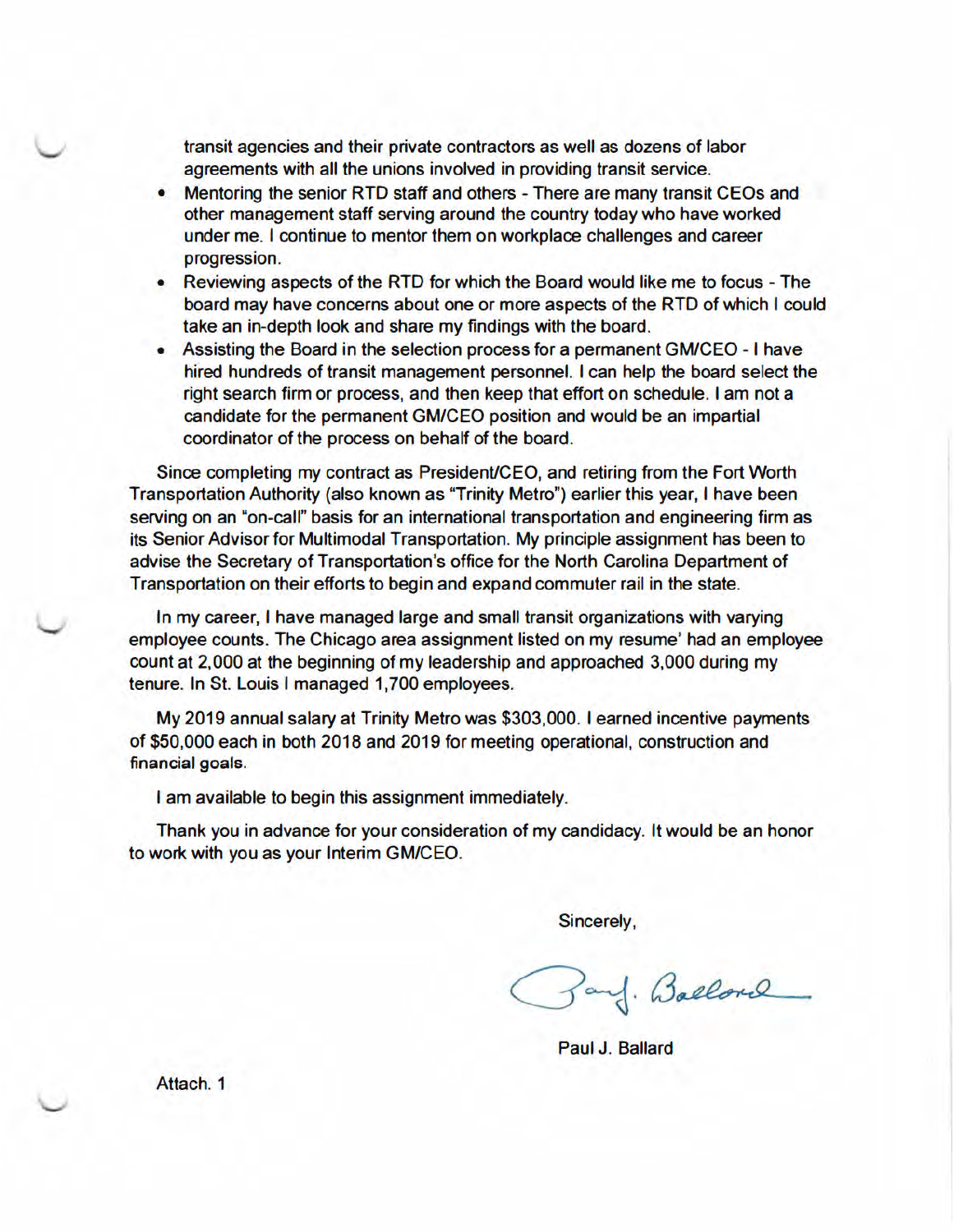transit agencies and their private contractors as well as dozens of labor agreements with all the unions involved in providing transit service.

- Mentoring the senior RTD staff and others - There are many transit CEOs and other management staff serving around the country today who have worked under me. I continue to mentor them on workplace challenges and career progression.
- Reviewing aspects of the RTD for which the Board would like me to focus - The board may have concerns about one or more aspects of the RTD of which I could take an in-depth look and share my findings with the board.
- Assisting the Board in the selection process for a permanent GM/CEO - I have hired hundreds of transit management personnel. I can help the board select the right search firm or process, and then keep that effort on schedule. I am not a candidate for the permanent GM/CEO position and would be an impartial coordinator of the process on behalf of the board.

Since completing my contract as President/CEO, and retiring from the Fort Worth Transportation Authority (also known as "Trinity Metro") earlier this year, I have been serving on an "on-call" basis for an international transportation and engineering firm as its Senior Advisor for Multimodal Transportation. My principle assignment has been to advise the Secretary of Transportation's office for the North Carolina Department of Transportation on their efforts to begin and expand commuter rail in the state.

In my career, I have managed large and small transit organizations with varying employee counts. The Chicago area assignment listed on my resume' had an employee count at 2,000 at the beginning of my leadership and approached 3,000 during my tenure. In St. Louis I managed 1,700 employees.

My 2019 annual salary at Trinity Metro was $303,000. I earned incentive payments of $50,000 each in both 2018 and 2019 for meeting operational, construction and financial goals.

I am available to begin this assignment immediately.

Thank you in advance for your consideration of my candidacy. It would be an honor to work with you as your Interim GM/CEO.

Sincerely,

Paul J. Ballard

Attach. 1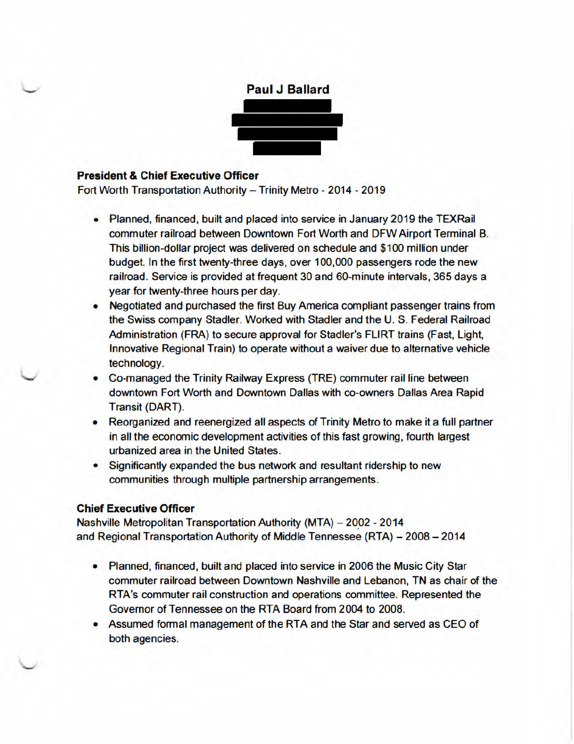# Paul J Ballard

**President & Chief Executive Officer**

Fort Worth Transportation Authority – Trinity Metro - 2014 - 2019

- Planned, financed, built and placed into service in January 2019 the TEXRail commuter railroad between Downtown Fort Worth and DFW Airport Terminal B. This billion-dollar project was delivered on schedule and $100 million under budget. In the first twenty-three days, over 100,000 passengers rode the new railroad. Service is provided at frequent 30 and 60-minute intervals, 365 days a year for twenty-three hours per day.
- Negotiated and purchased the first Buy America compliant passenger trains from the Swiss company Stadler. Worked with Stadler and the U. S. Federal Railroad Administration (FRA) to secure approval for Stadler's FLIRT trains (Fast, Light, Innovative Regional Train) to operate without a waiver due to alternative vehicle technology.
- Co-managed the Trinity Railway Express (TRE) commuter rail line between downtown Fort Worth and Downtown Dallas with co-owners Dallas Area Rapid Transit (DART).
- Reorganized and reenergized all aspects of Trinity Metro to make it a full partner in all the economic development activities of this fast growing, fourth largest urbanized area in the United States.
- Significantly expanded the bus network and resultant ridership to new communities through multiple partnership arrangements.

**Chief Executive Officer**

Nashville Metropolitan Transportation Authority (MTA) – 2002 - 2014
and Regional Transportation Authority of Middle Tennessee (RTA) – 2008 – 2014

- Planned, financed, built and placed into service in 2006 the Music City Star commuter railroad between Downtown Nashville and Lebanon, TN as chair of the RTA's commuter rail construction and operations committee. Represented the Governor of Tennessee on the RTA Board from 2004 to 2008.
- Assumed formal management of the RTA and the Star and served as CEO of both agencies.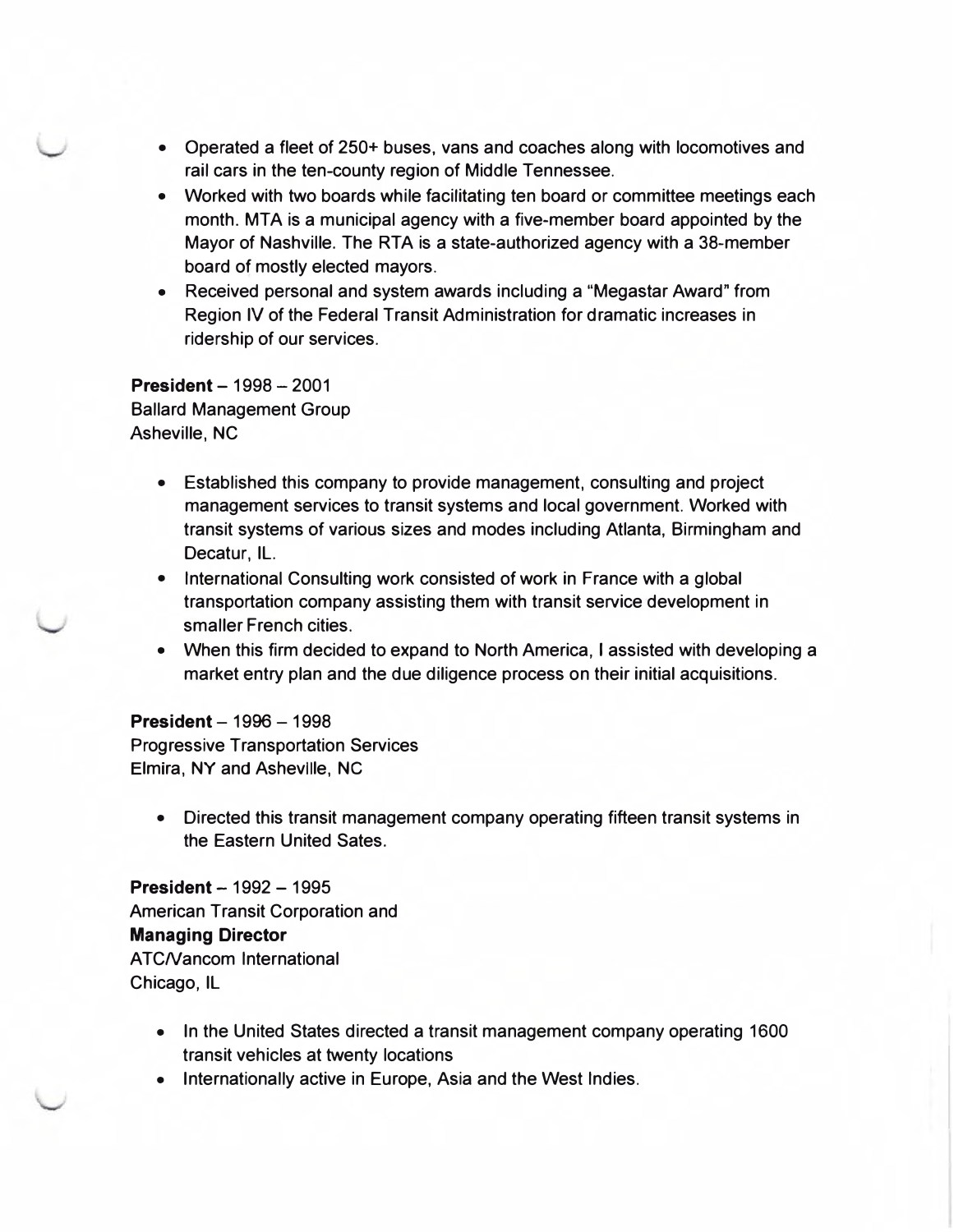- Operated a fleet of 250+ buses, vans and coaches along with locomotives and rail cars in the ten-county region of Middle Tennessee.
- Worked with two boards while facilitating ten board or committee meetings each month. MTA is a municipal agency with a five-member board appointed by the Mayor of Nashville. The RTA is a state-authorized agency with a 38-member board of mostly elected mayors.
- Received personal and system awards including a "Megastar Award" from Region IV of the Federal Transit Administration for dramatic increases in ridership of our services.

**President** – 1998 – 2001
Ballard Management Group
Asheville, NC

- Established this company to provide management, consulting and project management services to transit systems and local government. Worked with transit systems of various sizes and modes including Atlanta, Birmingham and Decatur, IL.
- International Consulting work consisted of work in France with a global transportation company assisting them with transit service development in smaller French cities.
- When this firm decided to expand to North America, I assisted with developing a market entry plan and the due diligence process on their initial acquisitions.

**President** – 1996 – 1998
Progressive Transportation Services
Elmira, NY and Asheville, NC

- Directed this transit management company operating fifteen transit systems in the Eastern United Sates.

**President** – 1992 – 1995
American Transit Corporation and
**Managing Director**
ATC/Vancom International
Chicago, IL

- In the United States directed a transit management company operating 1600 transit vehicles at twenty locations
- Internationally active in Europe, Asia and the West Indies.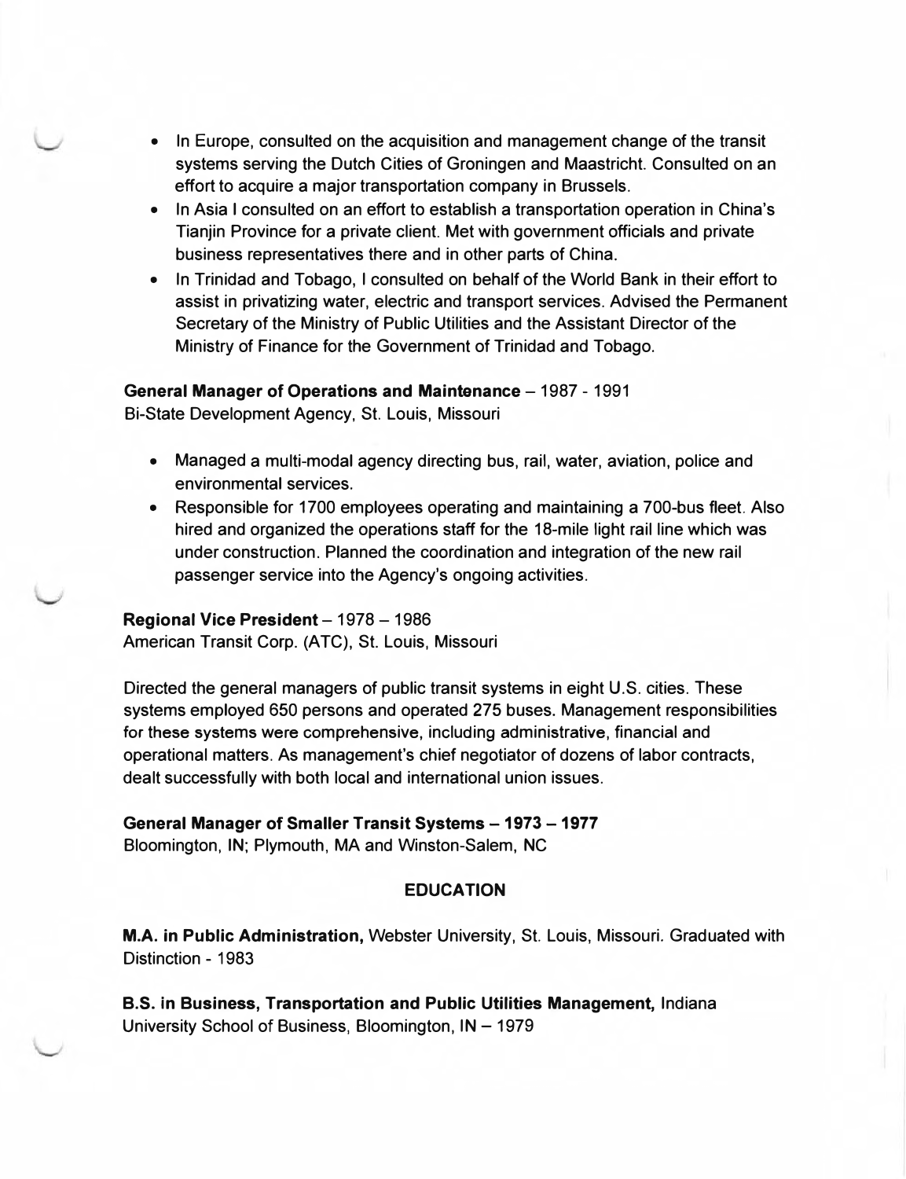- In Europe, consulted on the acquisition and management change of the transit systems serving the Dutch Cities of Groningen and Maastricht. Consulted on an effort to acquire a major transportation company in Brussels.
- In Asia I consulted on an effort to establish a transportation operation in China's Tianjin Province for a private client. Met with government officials and private business representatives there and in other parts of China.
- In Trinidad and Tobago, I consulted on behalf of the World Bank in their effort to assist in privatizing water, electric and transport services. Advised the Permanent Secretary of the Ministry of Public Utilities and the Assistant Director of the Ministry of Finance for the Government of Trinidad and Tobago.

**General Manager of Operations and Maintenance** – 1987 - 1991
Bi-State Development Agency, St. Louis, Missouri

- Managed a multi-modal agency directing bus, rail, water, aviation, police and environmental services.
- Responsible for 1700 employees operating and maintaining a 700-bus fleet. Also hired and organized the operations staff for the 18-mile light rail line which was under construction. Planned the coordination and integration of the new rail passenger service into the Agency's ongoing activities.

**Regional Vice President** – 1978 – 1986
American Transit Corp. (ATC), St. Louis, Missouri

Directed the general managers of public transit systems in eight U.S. cities. These systems employed 650 persons and operated 275 buses. Management responsibilities for these systems were comprehensive, including administrative, financial and operational matters. As management's chief negotiator of dozens of labor contracts, dealt successfully with both local and international union issues.

**General Manager of Smaller Transit Systems – 1973 – 1977**
Bloomington, IN; Plymouth, MA and Winston-Salem, NC

## EDUCATION

**M.A. in Public Administration,** Webster University, St. Louis, Missouri. Graduated with Distinction - 1983

**B.S. in Business, Transportation and Public Utilities Management,** Indiana University School of Business, Bloomington, IN – 1979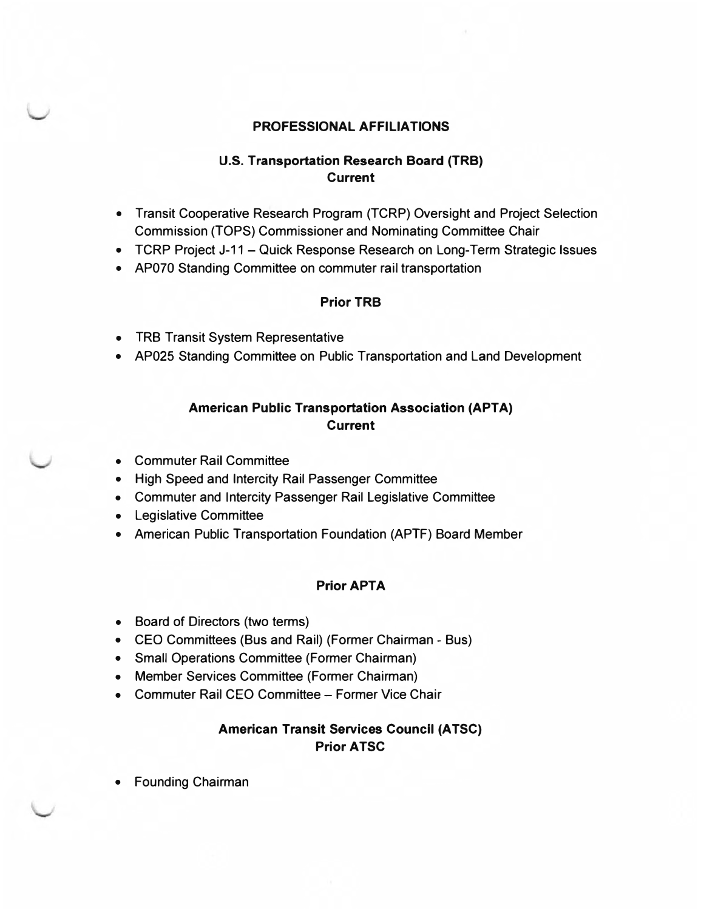# PROFESSIONAL AFFILIATIONS

## U.S. Transportation Research Board (TRB)
### Current

- Transit Cooperative Research Program (TCRP) Oversight and Project Selection Commission (TOPS) Commissioner and Nominating Committee Chair
- TCRP Project J-11 – Quick Response Research on Long-Term Strategic Issues
- AP070 Standing Committee on commuter rail transportation

### Prior TRB

- TRB Transit System Representative
- AP025 Standing Committee on Public Transportation and Land Development

## American Public Transportation Association (APTA)
### Current

- Commuter Rail Committee
- High Speed and Intercity Rail Passenger Committee
- Commuter and Intercity Passenger Rail Legislative Committee
- Legislative Committee
- American Public Transportation Foundation (APTF) Board Member

### Prior APTA

- Board of Directors (two terms)
- CEO Committees (Bus and Rail) (Former Chairman - Bus)
- Small Operations Committee (Former Chairman)
- Member Services Committee (Former Chairman)
- Commuter Rail CEO Committee – Former Vice Chair

## American Transit Services Council (ATSC)
### Prior ATSC

- Founding Chairman